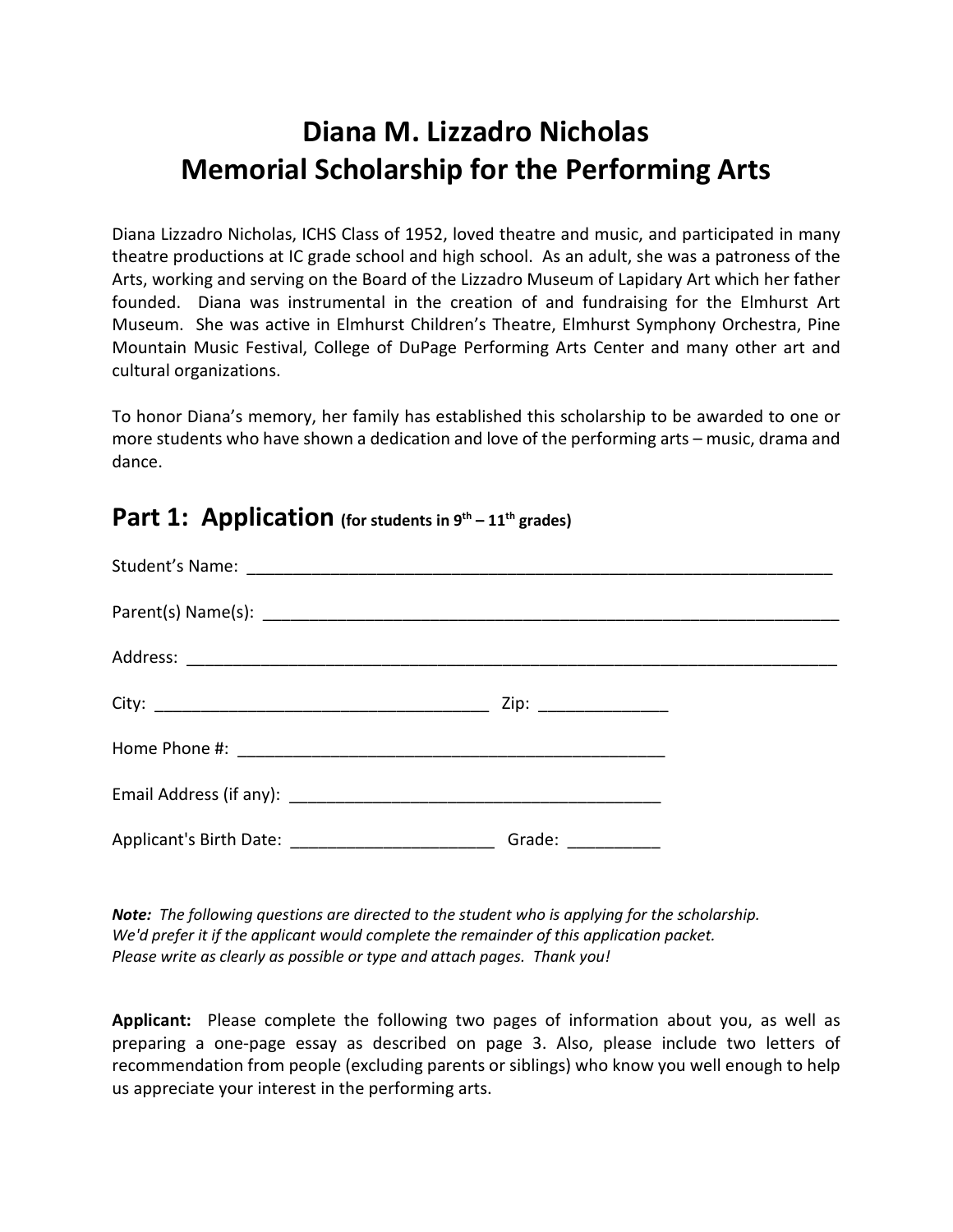# Diana M. Lizzadro Nicholas
# Memorial Scholarship for the Performing Arts

Diana Lizzadro Nicholas, ICHS Class of 1952, loved theatre and music, and participated in many theatre productions at IC grade school and high school. As an adult, she was a patroness of the Arts, working and serving on the Board of the Lizzadro Museum of Lapidary Art which her father founded. Diana was instrumental in the creation of and fundraising for the Elmhurst Art Museum. She was active in Elmhurst Children's Theatre, Elmhurst Symphony Orchestra, Pine Mountain Music Festival, College of DuPage Performing Arts Center and many other art and cultural organizations.

To honor Diana's memory, her family has established this scholarship to be awarded to one or more students who have shown a dedication and love of the performing arts – music, drama and dance.

## Part 1: Application (for students in 9th – 11th grades)

Student's Name: ___________________________________________________________

Parent(s) Name(s): ________________________________________________________

Address: _________________________________________________________________

City: ___________________________________ Zip: ______________

Home Phone #: _______________________________________________

Email Address (if any): ________________________________________

Applicant's Birth Date: ______________________ Grade: __________

***Note:*** *The following questions are directed to the student who is applying for the scholarship. We'd prefer it if the applicant would complete the remainder of this application packet. Please write as clearly as possible or type and attach pages. Thank you!*

**Applicant:** Please complete the following two pages of information about you, as well as preparing a one-page essay as described on page 3. Also, please include two letters of recommendation from people (excluding parents or siblings) who know you well enough to help us appreciate your interest in the performing arts.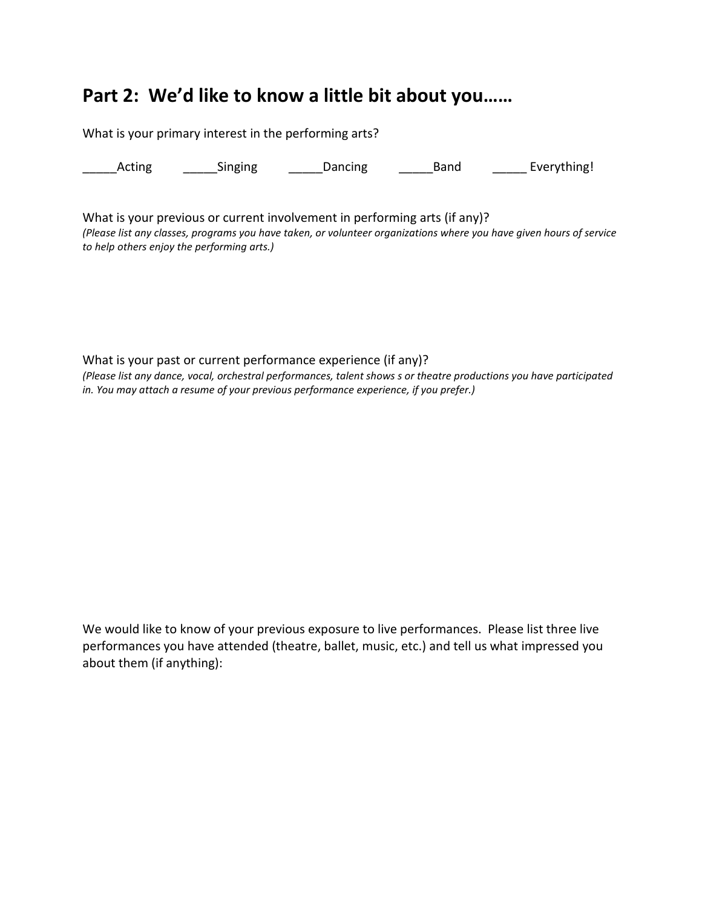## Part 2: We'd like to know a little bit about you……

What is your primary interest in the performing arts?

_____Acting _____Singing _____Dancing _____Band _____ Everything!

What is your previous or current involvement in performing arts (if any)?
*(Please list any classes, programs you have taken, or volunteer organizations where you have given hours of service to help others enjoy the performing arts.)*

What is your past or current performance experience (if any)?
*(Please list any dance, vocal, orchestral performances, talent shows s or theatre productions you have participated in. You may attach a resume of your previous performance experience, if you prefer.)*

We would like to know of your previous exposure to live performances. Please list three live performances you have attended (theatre, ballet, music, etc.) and tell us what impressed you about them (if anything):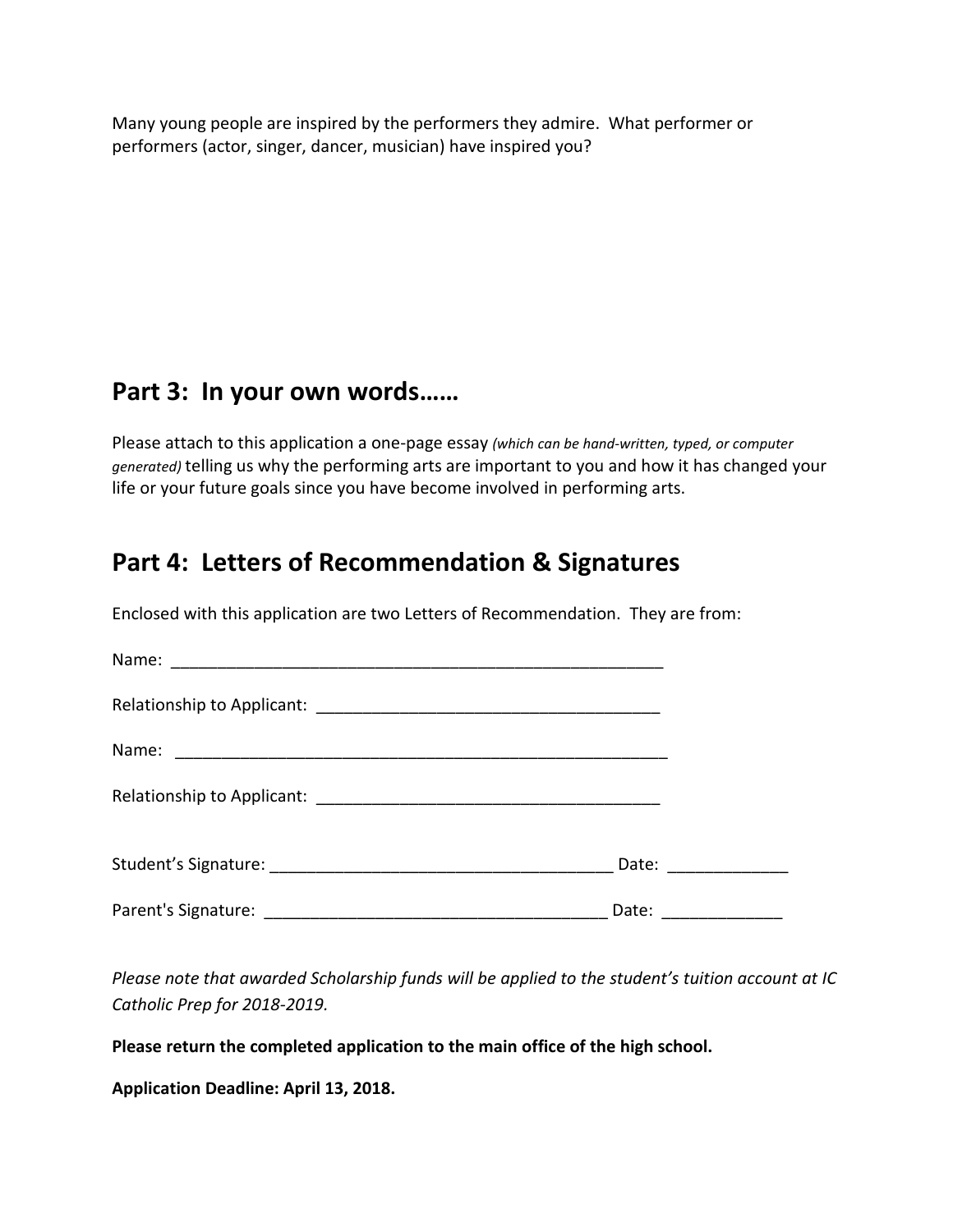Many young people are inspired by the performers they admire. What performer or performers (actor, singer, dancer, musician) have inspired you?

## Part 3: In your own words……

Please attach to this application a one-page essay *(which can be hand-written, typed, or computer generated)* telling us why the performing arts are important to you and how it has changed your life or your future goals since you have become involved in performing arts.

## Part 4: Letters of Recommendation & Signatures

Enclosed with this application are two Letters of Recommendation. They are from:

Name: ______________________________________________________

Relationship to Applicant: _____________________________________

Name: ______________________________________________________

Relationship to Applicant: _____________________________________

Student's Signature: ____________________________________ Date: _____________

Parent's Signature: _____________________________________ Date: _____________

*Please note that awarded Scholarship funds will be applied to the student's tuition account at IC Catholic Prep for 2018-2019.*

**Please return the completed application to the main office of the high school.**

**Application Deadline: April 13, 2018.**